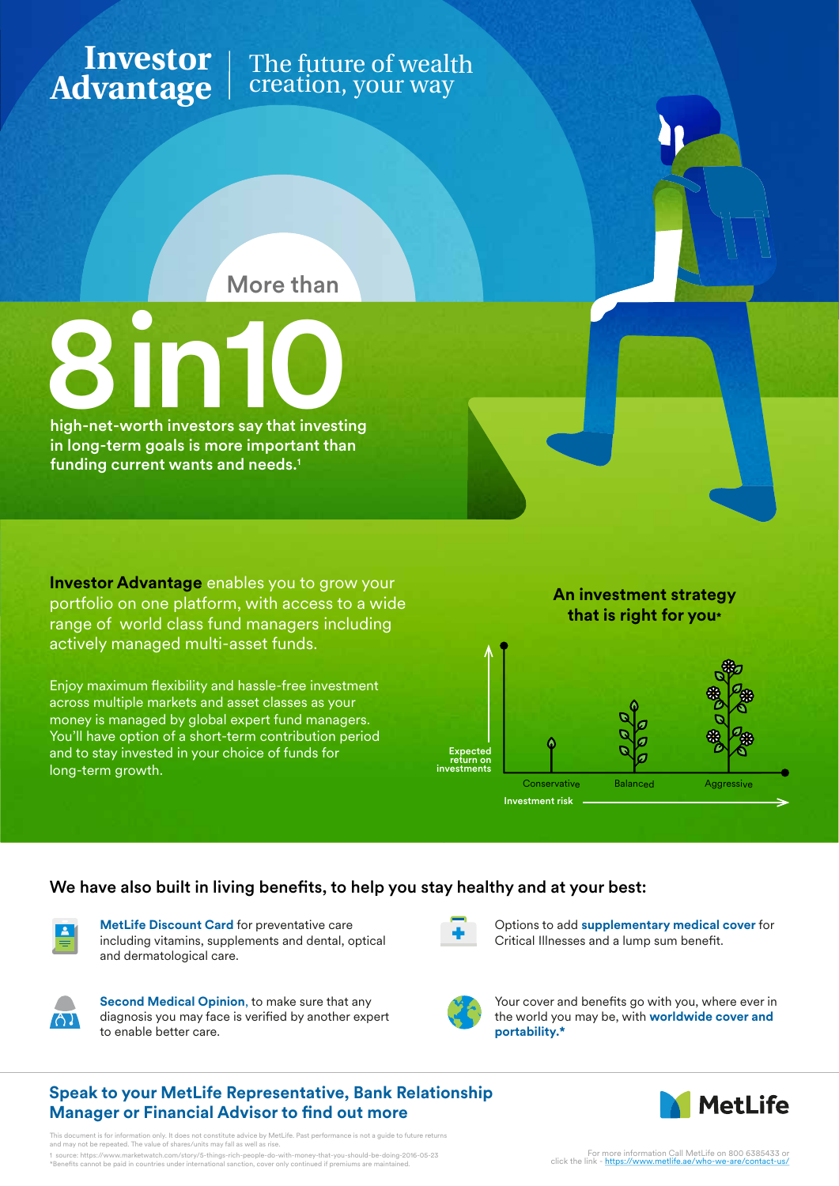# Investor Advantage | The future of wealth creation, your way

More than

# 8 in 10

high-net-worth investors say that investing in long-term goals is more important than funding current wants and needs.[1]

**Investor Advantage** enables you to grow your portfolio on one platform, with access to a wide range of world class fund managers including actively managed multi-asset funds.

Enjoy maximum flexibility and hassle-free investment across multiple markets and asset classes as your money is managed by global expert fund managers. You'll have option of a short-term contribution period and to stay invested in your choice of funds for long-term growth.

**An investment strategy that is right for you***

Expected return on investments

Conservative | Balanced | Aggressive

Investment risk

## We have also built in living benefits, to help you stay healthy and at your best:

**MetLife Discount Card** for preventative care including vitamins, supplements and dental, optical and dermatological care.

Options to add **supplementary medical cover** for Critical Illnesses and a lump sum benefit.

**Second Medical Opinion**, to make sure that any diagnosis you may face is verified by another expert to enable better care.

Your cover and benefits go with you, where ever in the world you may be, with **worldwide cover and portability.***

## Speak to your MetLife Representative, Bank Relationship Manager or Financial Advisor to find out more

MetLife

This document is for information only. It does not constitute advice by MetLife. Past performance is not a guide to future returns and may not be repeated. The value of shares/units may fall as well as rise.

1 source: https://www.marketwatch.com/story/5-things-rich-people-do-with-money-that-you-should-be-doing-2016-05-23

*Benefits cannot be paid in countries under international sanction, cover only continued if premiums are maintained.

For more information Call MetLife on 800 6385433 or click the link - https://www.metlife.ae/who-we-are/contact-us/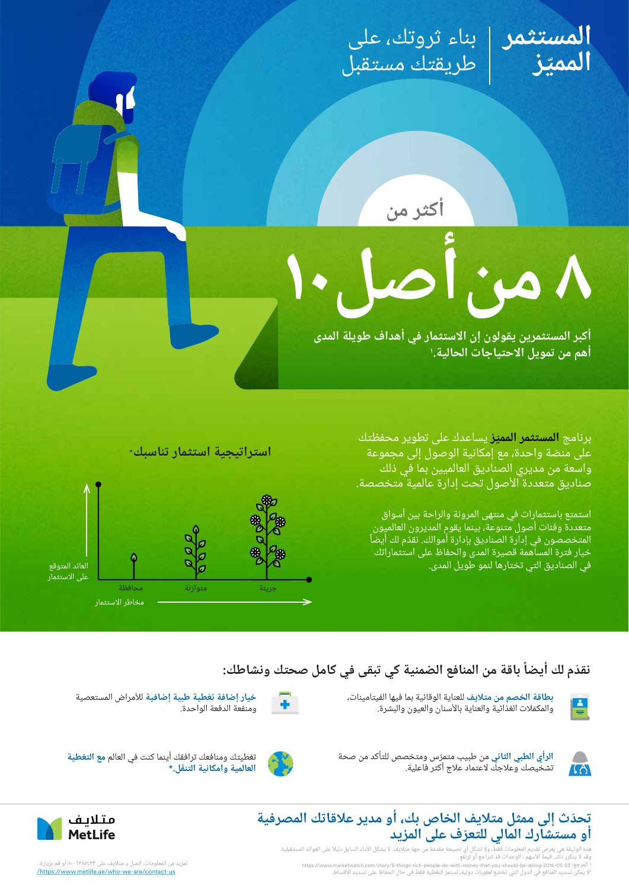# المستثمر المميّز

بناء ثروتك، على طريقتك مستقبل

أكثر من

# ٨ من أصل ١٠

**أكبر المستثمرين يقولون إن الاستثمار في أهداف طويلة المدى أهم من تمويل الاحتياجات الحالية.[١]**

برنامج **المستثمر المميز** يساعدك على تطوير محفظتك على منصة واحدة، مع إمكانية الوصول إلى مجموعة واسعة من مديري الصناديق العالميين بما في ذلك صناديق متعددة الأصول تحت إدارة عالمية متخصصة.

استمتع باستثمارات في منتهى المرونة والراحة بين أسواق متعددة وفئات أصول متنوعة، بينما يقوم المديرون العالميون المتخصصون في إدارة الصناديق بإدارة أموالك. نقدّم لك أيضاً خيار فترة المساهمة قصيرة المدى والحفاظ على استثماراتك في الصناديق التي تختارها لنمو طويل المدى.

**استراتيجية استثمار تناسبك***

العائد المتوقع على الاستثمار

محافظة

متوازنة

جريئة

مخاطر الاستثمار

## نقدّم لك أيضاً باقة من المنافع الضمنية كي تبقى في كامل صحتك ونشاطك:

- **بطاقة الخصم من متلايف** للعناية الوقائية بما فيها الفيتامينات، والمكملات الغذائية والعناية بالأسنان والعيون والبشرة.
- **خيار إضافة تغطية طبية إضافية** للأمراض المستعصية ومنفعة الدفعة الواحدة.
- **الرأي الطبي الثاني** من طبيب متمرّس ومتخصص للتأكد من صحة تشخيصك وعلاجك لاعتماد علاج أكثر فاعلية.
- تغطيتك ومنافعك ترافقك أينما كنت في العالم **مع التغطية العالمية وإمكانية التنقل.***

## تحدّث إلى ممثل متلايف الخاص بك، أو مدير علاقاتك المصرفية أو مستشارك المالي للتعرف على المزيد

هذه الوثيقة هي بغرض تقديم المعلومات فقط، ولا تشكل أي نصيحة مقدمة من جهة متلايف. لا يشكل الأداء السابق دليلاً على العوائد المستقبلية وقد لا يتكرر ذلك. قيمة الأسهم / الوحدات قد تتراجع أو ترتفع.

١ المرجع: https://www.marketwatch.com/story/5-things-rich-people-do-with-money-that-you-should-be-doing-2016-05-23

* لا يمكن تسديد المنافع في الدول التي تخضع لعقوبات دولية، تستمر التغطية فقط في حال الحفاظ على تسديد الأقساط.

متلايف
MetLife

لمزيد من المعلومات، اتصل بـ متلايف على ٨٠٠ ٦٣٨٥٤٣٣ أو قم بزيارة
https://www.metlife.ae/who-we-are/contact-us/